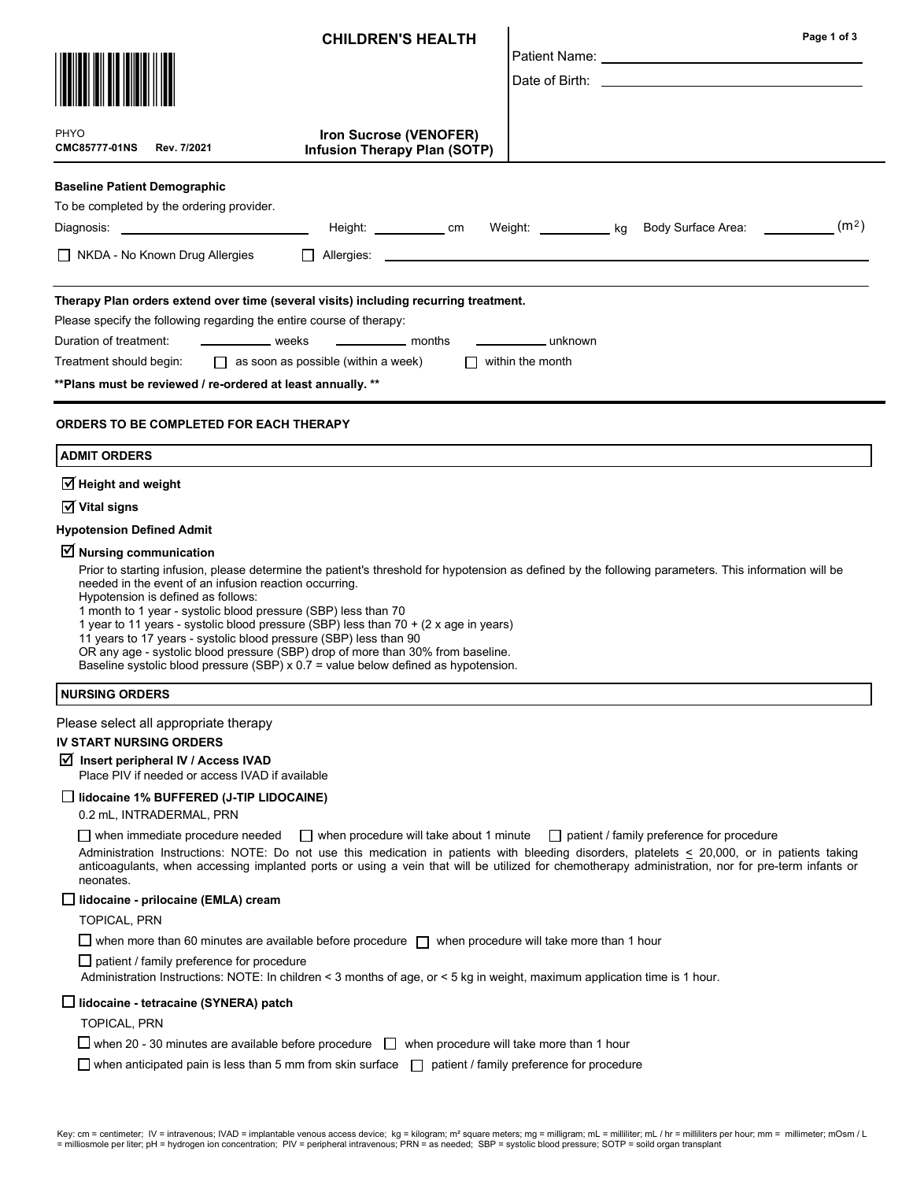# CHILDREN'S HEALTH

PHYO
**CMC85777-01NS Rev. 7/2021**

**Iron Sucrose (VENOFER) Infusion Therapy Plan (SOTP)**

Patient Name: ______________________

Date of Birth: ______________________

**Baseline Patient Demographic**

To be completed by the ordering provider.

Diagnosis: ______________________ Height: __________ cm Weight: __________ kg Body Surface Area: __________ ($m^2$)

☐ NKDA - No Known Drug Allergies ☐ Allergies: ______________________

**Therapy Plan orders extend over time (several visits) including recurring treatment.**

Please specify the following regarding the entire course of therapy:

Duration of treatment: __________ weeks __________ months __________ unknown

Treatment should begin: ☐ as soon as possible (within a week) ☐ within the month

**\*\*Plans must be reviewed / re-ordered at least annually. \*\***

**ORDERS TO BE COMPLETED FOR EACH THERAPY**

## ADMIT ORDERS

☑ **Height and weight**

☑ **Vital signs**

**Hypotension Defined Admit**

☑ **Nursing communication**

Prior to starting infusion, please determine the patient's threshold for hypotension as defined by the following parameters. This information will be needed in the event of an infusion reaction occurring.
Hypotension is defined as follows:
1 month to 1 year - systolic blood pressure (SBP) less than 70
1 year to 11 years - systolic blood pressure (SBP) less than 70 + (2 x age in years)
11 years to 17 years - systolic blood pressure (SBP) less than 90
OR any age - systolic blood pressure (SBP) drop of more than 30% from baseline.
Baseline systolic blood pressure (SBP) x 0.7 = value below defined as hypotension.

## NURSING ORDERS

Please select all appropriate therapy

**IV START NURSING ORDERS**

☑ **Insert peripheral IV / Access IVAD**
Place PIV if needed or access IVAD if available

☐ **lidocaine 1% BUFFERED (J-TIP LIDOCAINE)**
0.2 mL, INTRADERMAL, PRN

☐ when immediate procedure needed ☐ when procedure will take about 1 minute ☐ patient / family preference for procedure

Administration Instructions: NOTE: Do not use this medication in patients with bleeding disorders, platelets ≤ 20,000, or in patients taking anticoagulants, when accessing implanted ports or using a vein that will be utilized for chemotherapy administration, nor for pre-term infants or neonates.

☐ **lidocaine - prilocaine (EMLA) cream**
TOPICAL, PRN

☐ when more than 60 minutes are available before procedure ☐ when procedure will take more than 1 hour

☐ patient / family preference for procedure

Administration Instructions: NOTE: In children < 3 months of age, or < 5 kg in weight, maximum application time is 1 hour.

☐ **lidocaine - tetracaine (SYNERA) patch**
TOPICAL, PRN

☐ when 20 - 30 minutes are available before procedure ☐ when procedure will take more than 1 hour

☐ when anticipated pain is less than 5 mm from skin surface ☐ patient / family preference for procedure

Key: cm = centimeter; IV = intravenous; IVAD = implantable venous access device; kg = kilogram; m² square meters; mg = milligram; mL = milliliter; mL / hr = milliliters per hour; mm = millimeter; mOsm / L = milliosmole per liter; pH = hydrogen ion concentration; PIV = peripheral intravenous; PRN = as needed; SBP = systolic blood pressure; SOTP = soild organ transplant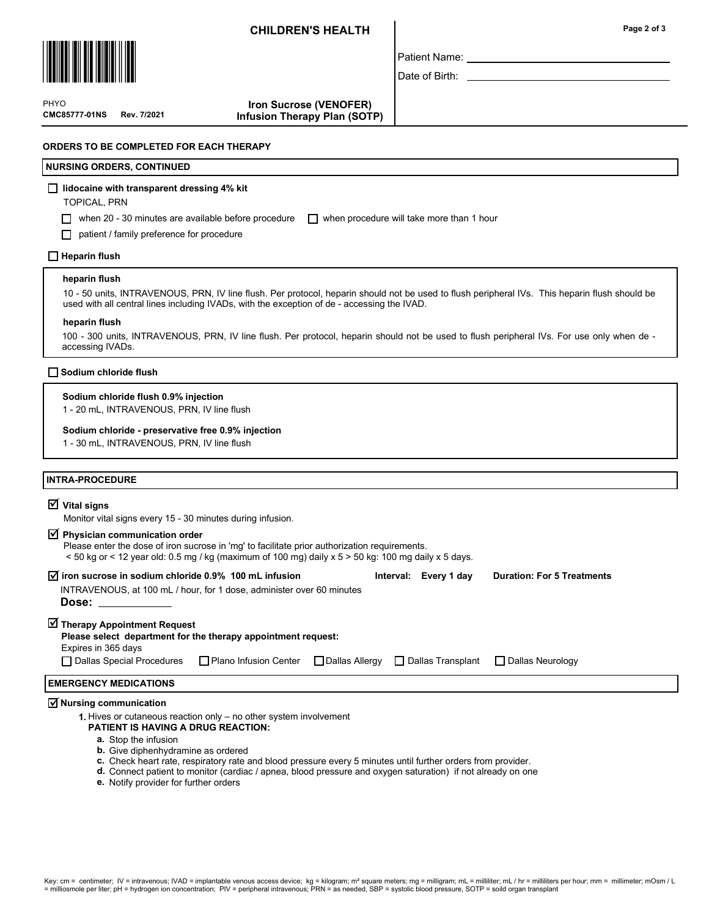# CHILDREN'S HEALTH

PHYO
CMC85777-01NS Rev. 7/2021

**Iron Sucrose (VENOFER) Infusion Therapy Plan (SOTP)**

Patient Name: ______________________

Date of Birth: ______________________

## ORDERS TO BE COMPLETED FOR EACH THERAPY

### NURSING ORDERS, CONTINUED

☐ **lidocaine with transparent dressing 4% kit**

TOPICAL, PRN

☐ when 20 - 30 minutes are available before procedure ☐ when procedure will take more than 1 hour

☐ patient / family preference for procedure

☐ **Heparin flush**

**heparin flush**

10 - 50 units, INTRAVENOUS, PRN, IV line flush. Per protocol, heparin should not be used to flush peripheral IVs. This heparin flush should be used with all central lines including IVADs, with the exception of de - accessing the IVAD.

**heparin flush**

100 - 300 units, INTRAVENOUS, PRN, IV line flush. Per protocol, heparin should not be used to flush peripheral IVs. For use only when de - accessing IVADs.

☐ **Sodium chloride flush**

**Sodium chloride flush 0.9% injection**

1 - 20 mL, INTRAVENOUS, PRN, IV line flush

**Sodium chloride - preservative free 0.9% injection**

1 - 30 mL, INTRAVENOUS, PRN, IV line flush

### INTRA-PROCEDURE

☑ **Vital signs**

Monitor vital signs every 15 - 30 minutes during infusion.

☑ **Physician communication order**

Please enter the dose of iron sucrose in 'mg' to facilitate prior authorization requirements.
< 50 kg or < 12 year old: 0.5 mg / kg (maximum of 100 mg) daily x 5 > 50 kg: 100 mg daily x 5 days.

☑ **iron sucrose in sodium chloride 0.9% 100 mL infusion** **Interval: Every 1 day** **Duration: For 5 Treatments**

INTRAVENOUS, at 100 mL / hour, for 1 dose, administer over 60 minutes

**Dose:** ____________

☑ **Therapy Appointment Request**

**Please select department for the therapy appointment request:**

Expires in 365 days

☐ Dallas Special Procedures ☐ Plano Infusion Center ☐ Dallas Allergy ☐ Dallas Transplant ☐ Dallas Neurology

### EMERGENCY MEDICATIONS

☑ **Nursing communication**

1. Hives or cutaneous reaction only – no other system involvement
   **PATIENT IS HAVING A DRUG REACTION:**
   a. Stop the infusion
   b. Give diphenhydramine as ordered
   c. Check heart rate, respiratory rate and blood pressure every 5 minutes until further orders from provider.
   d. Connect patient to monitor (cardiac / apnea, blood pressure and oxygen saturation) if not already on one
   e. Notify provider for further orders

Key: cm = centimeter; IV = intravenous; IVAD = implantable venous access device; kg = kilogram; m² square meters; mg = milligram; mL = milliliter; mL / hr = milliliters per hour; mm = millimeter; mOsm / L = milliosmole per liter; pH = hydrogen ion concentration; PIV = peripheral intravenous; PRN = as needed, SBP = systolic blood pressure, SOTP = soild organ transplant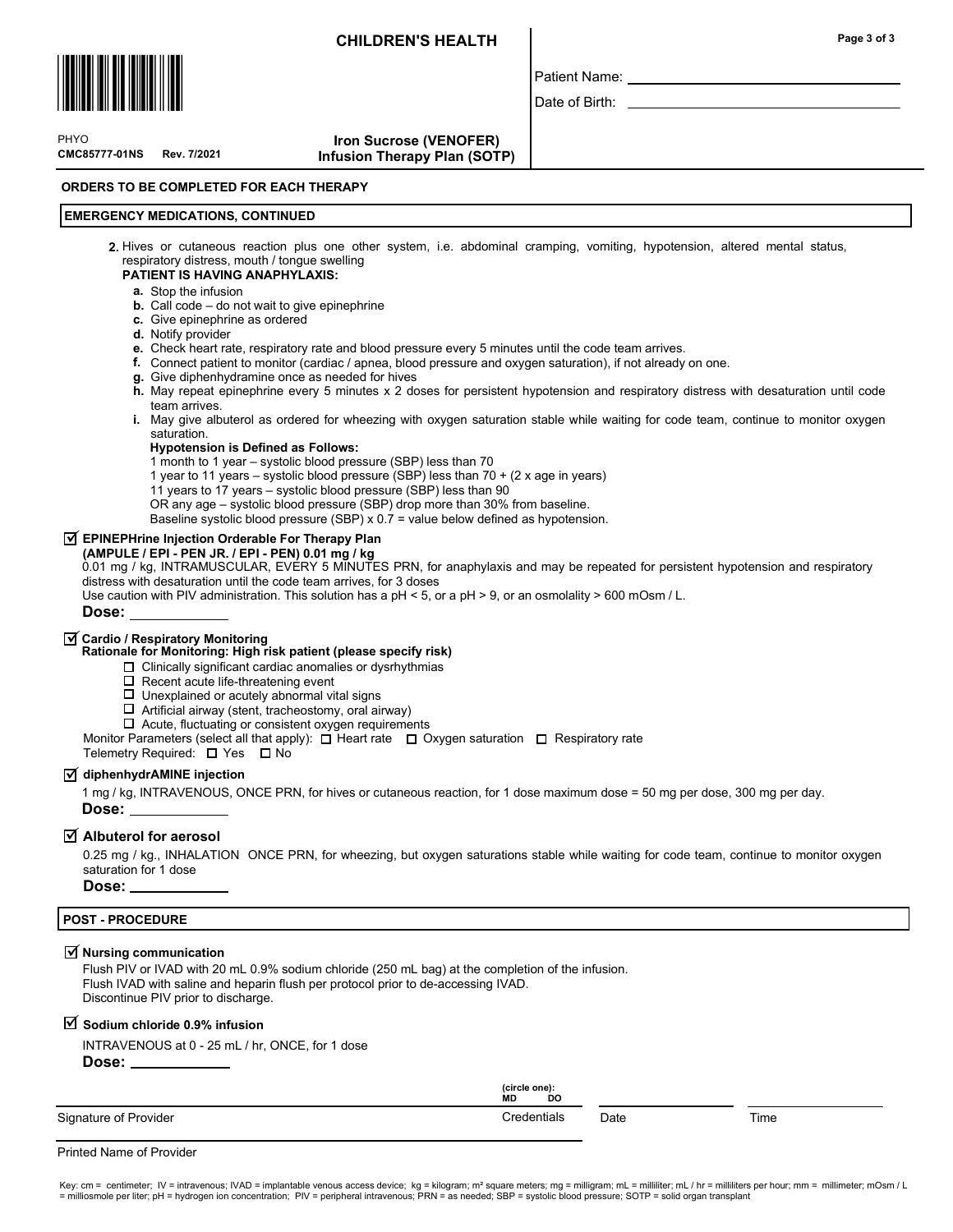**CHILDREN'S HEALTH**

Patient Name: ______________________

Date of Birth: ______________________

PHYO
CMC85777-01NS Rev. 7/2021

**Iron Sucrose (VENOFER) Infusion Therapy Plan (SOTP)**

## ORDERS TO BE COMPLETED FOR EACH THERAPY

### EMERGENCY MEDICATIONS, CONTINUED

2. Hives or cutaneous reaction plus one other system, i.e. abdominal cramping, vomiting, hypotension, altered mental status, respiratory distress, mouth / tongue swelling
   **PATIENT IS HAVING ANAPHYLAXIS:**
   a. Stop the infusion
   b. Call code – do not wait to give epinephrine
   c. Give epinephrine as ordered
   d. Notify provider
   e. Check heart rate, respiratory rate and blood pressure every 5 minutes until the code team arrives.
   f. Connect patient to monitor (cardiac / apnea, blood pressure and oxygen saturation), if not already on one.
   g. Give diphenhydramine once as needed for hives
   h. May repeat epinephrine every 5 minutes x 2 doses for persistent hypotension and respiratory distress with desaturation until code team arrives.
   i. May give albuterol as ordered for wheezing with oxygen saturation stable while waiting for code team, continue to monitor oxygen saturation.
      **Hypotension is Defined as Follows:**
      1 month to 1 year – systolic blood pressure (SBP) less than 70
      1 year to 11 years – systolic blood pressure (SBP) less than 70 + (2 x age in years)
      11 years to 17 years – systolic blood pressure (SBP) less than 90
      OR any age – systolic blood pressure (SBP) drop more than 30% from baseline.
      Baseline systolic blood pressure (SBP) x 0.7 = value below defined as hypotension.

☑ **EPINEPHrine Injection Orderable For Therapy Plan (AMPULE / EPI - PEN JR. / EPI - PEN) 0.01 mg / kg**
0.01 mg / kg, INTRAMUSCULAR, EVERY 5 MINUTES PRN, for anaphylaxis and may be repeated for persistent hypotension and respiratory distress with desaturation until the code team arrives, for 3 doses
Use caution with PIV administration. This solution has a pH < 5, or a pH > 9, or an osmolality > 600 mOsm / L.
**Dose:** ____________

☑ **Cardio / Respiratory Monitoring**
**Rationale for Monitoring: High risk patient (please specify risk)**
- ☐ Clinically significant cardiac anomalies or dysrhythmias
- ☐ Recent acute life-threatening event
- ☐ Unexplained or acutely abnormal vital signs
- ☐ Artificial airway (stent, tracheostomy, oral airway)
- ☐ Acute, fluctuating or consistent oxygen requirements

Monitor Parameters (select all that apply): ☐ Heart rate ☐ Oxygen saturation ☐ Respiratory rate
Telemetry Required: ☐ Yes ☐ No

☑ **diphenhydrAMINE injection**
1 mg / kg, INTRAVENOUS, ONCE PRN, for hives or cutaneous reaction, for 1 dose maximum dose = 50 mg per dose, 300 mg per day.
**Dose:** ____________

☑ **Albuterol for aerosol**
0.25 mg / kg., INHALATION ONCE PRN, for wheezing, but oxygen saturations stable while waiting for code team, continue to monitor oxygen saturation for 1 dose
**Dose:** ____________

### POST - PROCEDURE

☑ **Nursing communication**
Flush PIV or IVAD with 20 mL 0.9% sodium chloride (250 mL bag) at the completion of the infusion.
Flush IVAD with saline and heparin flush per protocol prior to de-accessing IVAD.
Discontinue PIV prior to discharge.

☑ **Sodium chloride 0.9% infusion**
INTRAVENOUS at 0 - 25 mL / hr, ONCE, for 1 dose
**Dose:** ____________

Signature of Provider ______________________ Credentials (circle one): MD DO ______ Date ______ Time ______

Printed Name of Provider ______________________

Key: cm = centimeter; IV = intravenous; IVAD = implantable venous access device; kg = kilogram; m² square meters; mg = milligram; mL = milliliter; mL / hr = milliliters per hour; mm = millimeter; mOsm / L = milliosmole per liter; pH = hydrogen ion concentration; PIV = peripheral intravenous; PRN = as needed; SBP = systolic blood pressure; SOTP = solid organ transplant